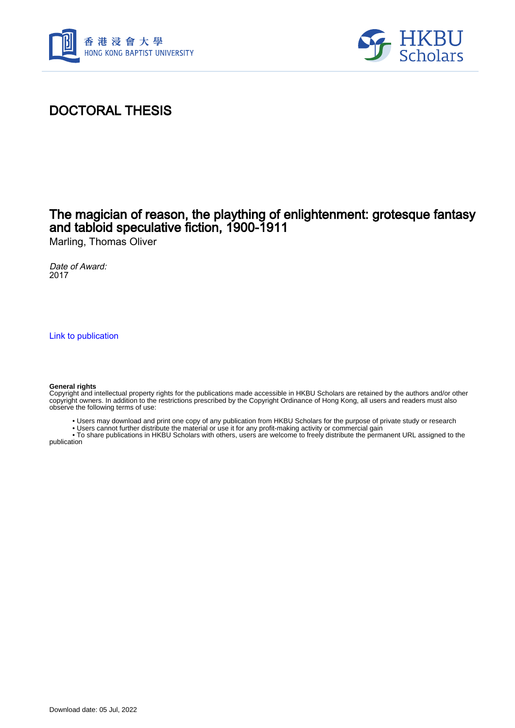# DOCTORAL THESIS

## The magician of reason, the plaything of enlightenment: grotesque fantasy and tabloid speculative fiction, 1900-1911

Marling, Thomas Oliver

*Date of Award:*
2017

Link to publication

**General rights**
Copyright and intellectual property rights for the publications made accessible in HKBU Scholars are retained by the authors and/or other copyright owners. In addition to the restrictions prescribed by the Copyright Ordinance of Hong Kong, all users and readers must also observe the following terms of use:

- Users may download and print one copy of any publication from HKBU Scholars for the purpose of private study or research
- Users cannot further distribute the material or use it for any profit-making activity or commercial gain
- To share publications in HKBU Scholars with others, users are welcome to freely distribute the permanent URL assigned to the publication

Download date: 05 Jul, 2022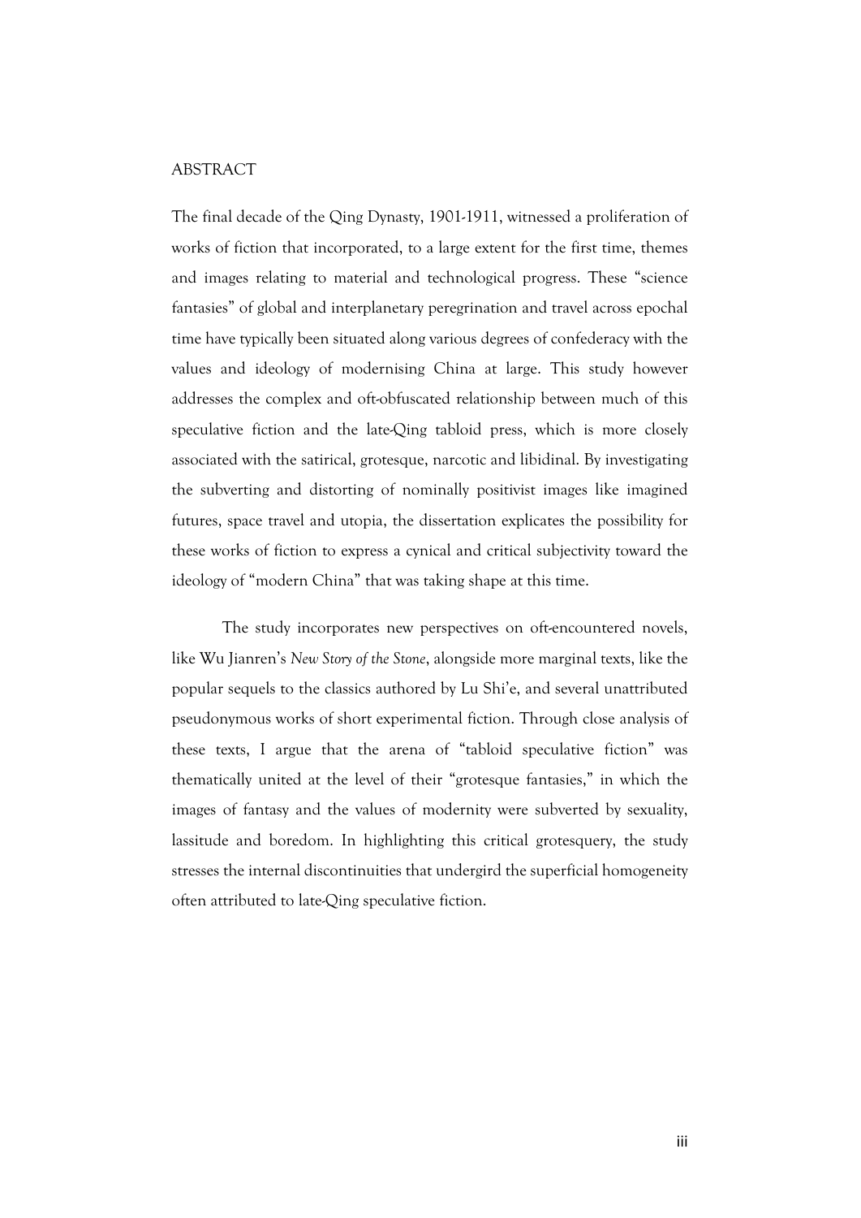# ABSTRACT

The final decade of the Qing Dynasty, 1901-1911, witnessed a proliferation of works of fiction that incorporated, to a large extent for the first time, themes and images relating to material and technological progress. These "science fantasies" of global and interplanetary peregrination and travel across epochal time have typically been situated along various degrees of confederacy with the values and ideology of modernising China at large. This study however addresses the complex and oft-obfuscated relationship between much of this speculative fiction and the late-Qing tabloid press, which is more closely associated with the satirical, grotesque, narcotic and libidinal. By investigating the subverting and distorting of nominally positivist images like imagined futures, space travel and utopia, the dissertation explicates the possibility for these works of fiction to express a cynical and critical subjectivity toward the ideology of "modern China" that was taking shape at this time.

The study incorporates new perspectives on oft-encountered novels, like Wu Jianren's *New Story of the Stone*, alongside more marginal texts, like the popular sequels to the classics authored by Lu Shi'e, and several unattributed pseudonymous works of short experimental fiction. Through close analysis of these texts, I argue that the arena of "tabloid speculative fiction" was thematically united at the level of their "grotesque fantasies," in which the images of fantasy and the values of modernity were subverted by sexuality, lassitude and boredom. In highlighting this critical grotesquery, the study stresses the internal discontinuities that undergird the superficial homogeneity often attributed to late-Qing speculative fiction.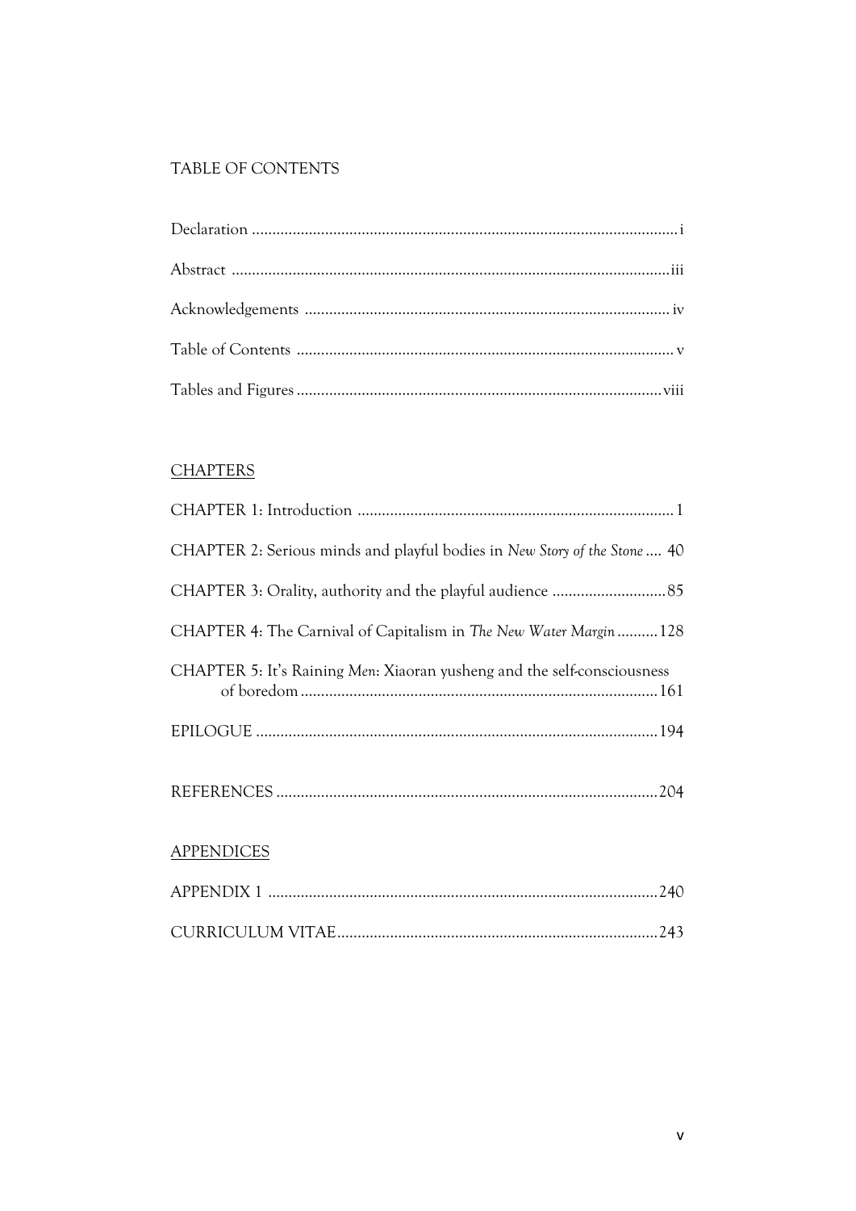# TABLE OF CONTENTS

Declaration ........................................................................................................ i

Abstract ........................................................................................................... iii

Acknowledgements ......................................................................................... iv

Table of Contents ............................................................................................ v

Tables and Figures ......................................................................................... viii

## CHAPTERS

CHAPTER 1: Introduction ............................................................................. 1

CHAPTER 2: Serious minds and playful bodies in *New Story of the Stone* .... 40

CHAPTER 3: Orality, authority and the playful audience ............................ 85

CHAPTER 4: The Carnival of Capitalism in *The New Water Margin* .......... 128

CHAPTER 5: It's Raining *Men*: Xiaoran yusheng and the self-consciousness of boredom ............................................................................................ 161

EPILOGUE .................................................................................................. 194

REFERENCES ............................................................................................. 204

## APPENDICES

APPENDIX 1 ............................................................................................... 240

CURRICULUM VITAE ............................................................................... 243